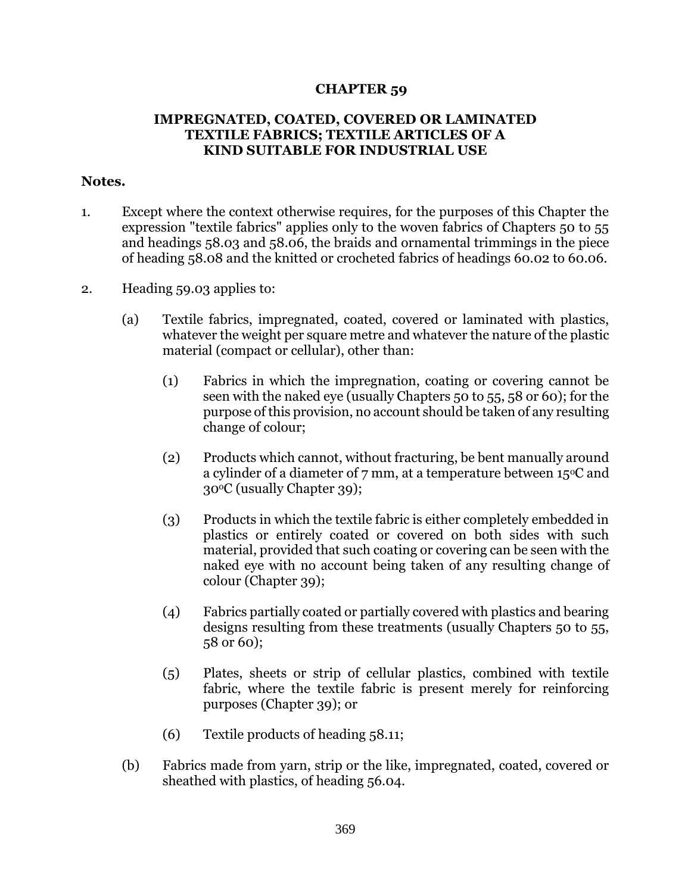# CHAPTER 59

## IMPREGNATED, COATED, COVERED OR LAMINATED TEXTILE FABRICS; TEXTILE ARTICLES OF A KIND SUITABLE FOR INDUSTRIAL USE

**Notes.**

1. Except where the context otherwise requires, for the purposes of this Chapter the expression "textile fabrics" applies only to the woven fabrics of Chapters 50 to 55 and headings 58.03 and 58.06, the braids and ornamental trimmings in the piece of heading 58.08 and the knitted or crocheted fabrics of headings 60.02 to 60.06.

2. Heading 59.03 applies to:

   (a) Textile fabrics, impregnated, coated, covered or laminated with plastics, whatever the weight per square metre and whatever the nature of the plastic material (compact or cellular), other than:

      (1) Fabrics in which the impregnation, coating or covering cannot be seen with the naked eye (usually Chapters 50 to 55, 58 or 60); for the purpose of this provision, no account should be taken of any resulting change of colour;

      (2) Products which cannot, without fracturing, be bent manually around a cylinder of a diameter of 7 mm, at a temperature between 15°C and 30°C (usually Chapter 39);

      (3) Products in which the textile fabric is either completely embedded in plastics or entirely coated or covered on both sides with such material, provided that such coating or covering can be seen with the naked eye with no account being taken of any resulting change of colour (Chapter 39);

      (4) Fabrics partially coated or partially covered with plastics and bearing designs resulting from these treatments (usually Chapters 50 to 55, 58 or 60);

      (5) Plates, sheets or strip of cellular plastics, combined with textile fabric, where the textile fabric is present merely for reinforcing purposes (Chapter 39); or

      (6) Textile products of heading 58.11;

   (b) Fabrics made from yarn, strip or the like, impregnated, coated, covered or sheathed with plastics, of heading 56.04.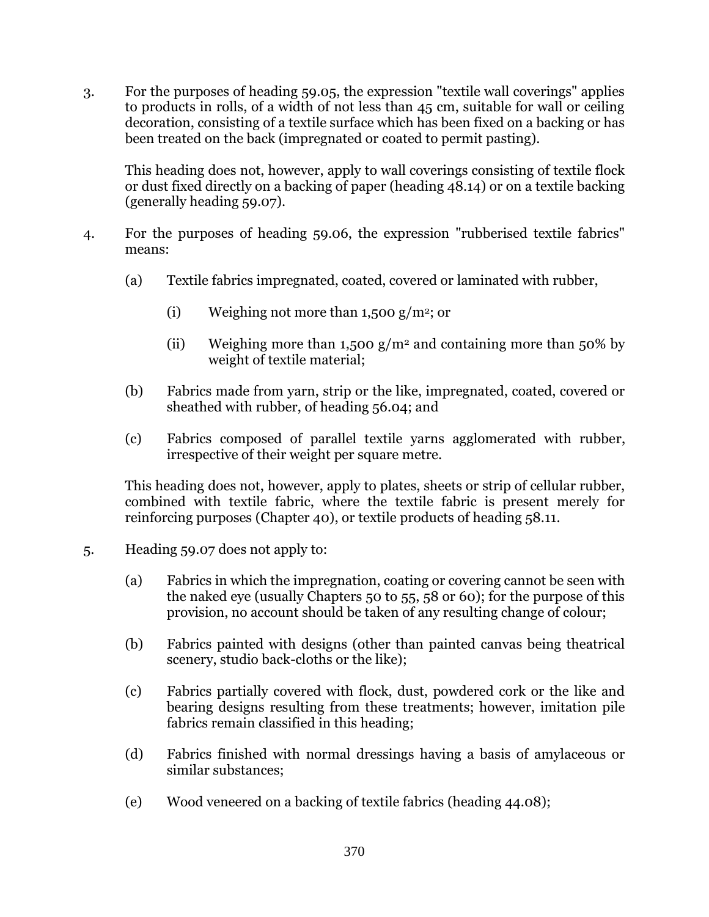3. For the purposes of heading 59.05, the expression "textile wall coverings" applies to products in rolls, of a width of not less than 45 cm, suitable for wall or ceiling decoration, consisting of a textile surface which has been fixed on a backing or has been treated on the back (impregnated or coated to permit pasting).

   This heading does not, however, apply to wall coverings consisting of textile flock or dust fixed directly on a backing of paper (heading 48.14) or on a textile backing (generally heading 59.07).

4. For the purposes of heading 59.06, the expression "rubberised textile fabrics" means:

   (a) Textile fabrics impregnated, coated, covered or laminated with rubber,

      (i) Weighing not more than 1,500 $g/m^2$; or

      (ii) Weighing more than 1,500 $g/m^2$ and containing more than 50% by weight of textile material;

   (b) Fabrics made from yarn, strip or the like, impregnated, coated, covered or sheathed with rubber, of heading 56.04; and

   (c) Fabrics composed of parallel textile yarns agglomerated with rubber, irrespective of their weight per square metre.

   This heading does not, however, apply to plates, sheets or strip of cellular rubber, combined with textile fabric, where the textile fabric is present merely for reinforcing purposes (Chapter 40), or textile products of heading 58.11.

5. Heading 59.07 does not apply to:

   (a) Fabrics in which the impregnation, coating or covering cannot be seen with the naked eye (usually Chapters 50 to 55, 58 or 60); for the purpose of this provision, no account should be taken of any resulting change of colour;

   (b) Fabrics painted with designs (other than painted canvas being theatrical scenery, studio back-cloths or the like);

   (c) Fabrics partially covered with flock, dust, powdered cork or the like and bearing designs resulting from these treatments; however, imitation pile fabrics remain classified in this heading;

   (d) Fabrics finished with normal dressings having a basis of amylaceous or similar substances;

   (e) Wood veneered on a backing of textile fabrics (heading 44.08);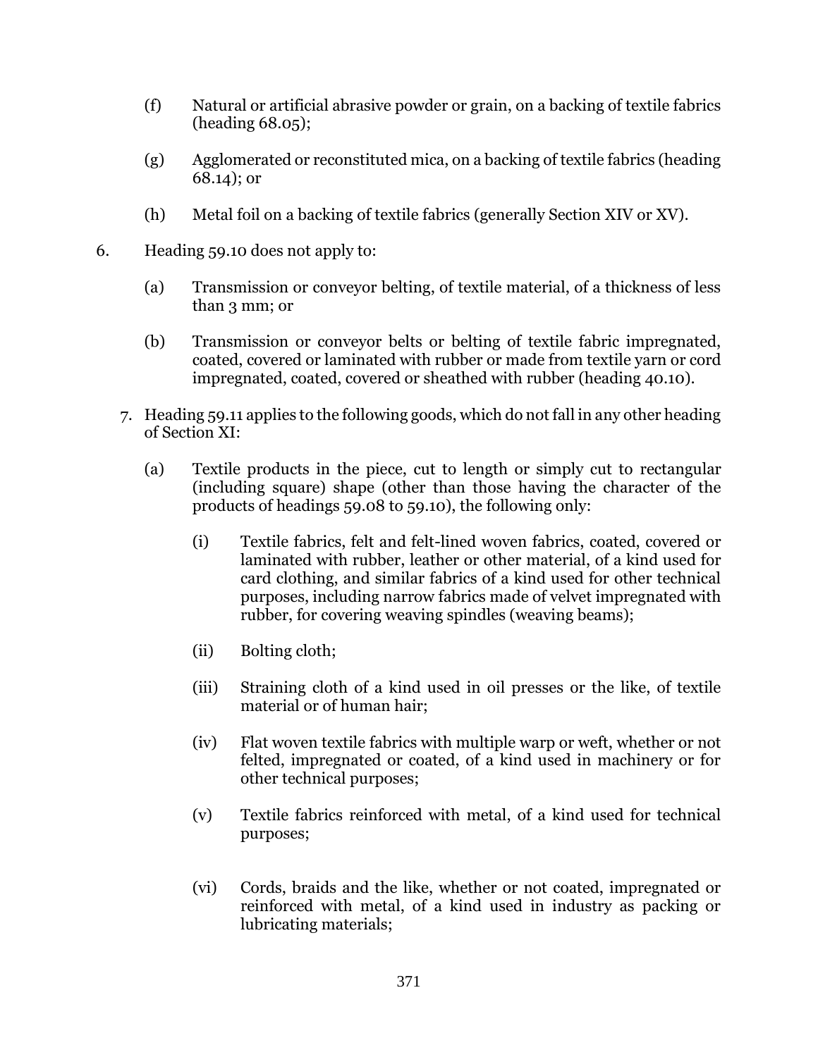(f) Natural or artificial abrasive powder or grain, on a backing of textile fabrics (heading 68.05);

(g) Agglomerated or reconstituted mica, on a backing of textile fabrics (heading 68.14); or

(h) Metal foil on a backing of textile fabrics (generally Section XIV or XV).

6. Heading 59.10 does not apply to:

(a) Transmission or conveyor belting, of textile material, of a thickness of less than 3 mm; or

(b) Transmission or conveyor belts or belting of textile fabric impregnated, coated, covered or laminated with rubber or made from textile yarn or cord impregnated, coated, covered or sheathed with rubber (heading 40.10).

7. Heading 59.11 applies to the following goods, which do not fall in any other heading of Section XI:

(a) Textile products in the piece, cut to length or simply cut to rectangular (including square) shape (other than those having the character of the products of headings 59.08 to 59.10), the following only:

(i) Textile fabrics, felt and felt-lined woven fabrics, coated, covered or laminated with rubber, leather or other material, of a kind used for card clothing, and similar fabrics of a kind used for other technical purposes, including narrow fabrics made of velvet impregnated with rubber, for covering weaving spindles (weaving beams);

(ii) Bolting cloth;

(iii) Straining cloth of a kind used in oil presses or the like, of textile material or of human hair;

(iv) Flat woven textile fabrics with multiple warp or weft, whether or not felted, impregnated or coated, of a kind used in machinery or for other technical purposes;

(v) Textile fabrics reinforced with metal, of a kind used for technical purposes;

(vi) Cords, braids and the like, whether or not coated, impregnated or reinforced with metal, of a kind used in industry as packing or lubricating materials;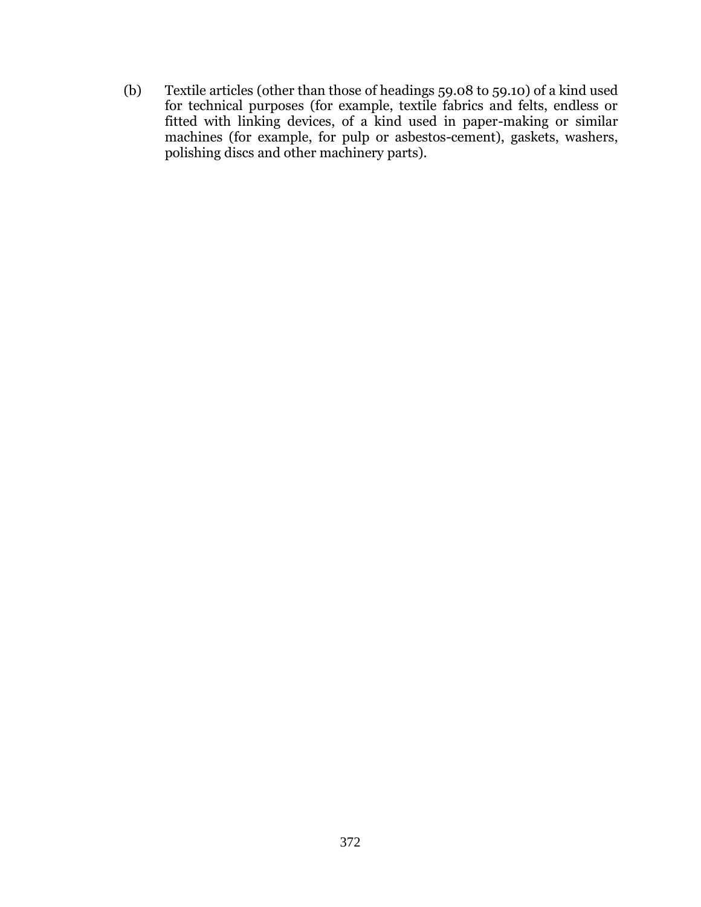(b) Textile articles (other than those of headings 59.08 to 59.10) of a kind used for technical purposes (for example, textile fabrics and felts, endless or fitted with linking devices, of a kind used in paper-making or similar machines (for example, for pulp or asbestos-cement), gaskets, washers, polishing discs and other machinery parts).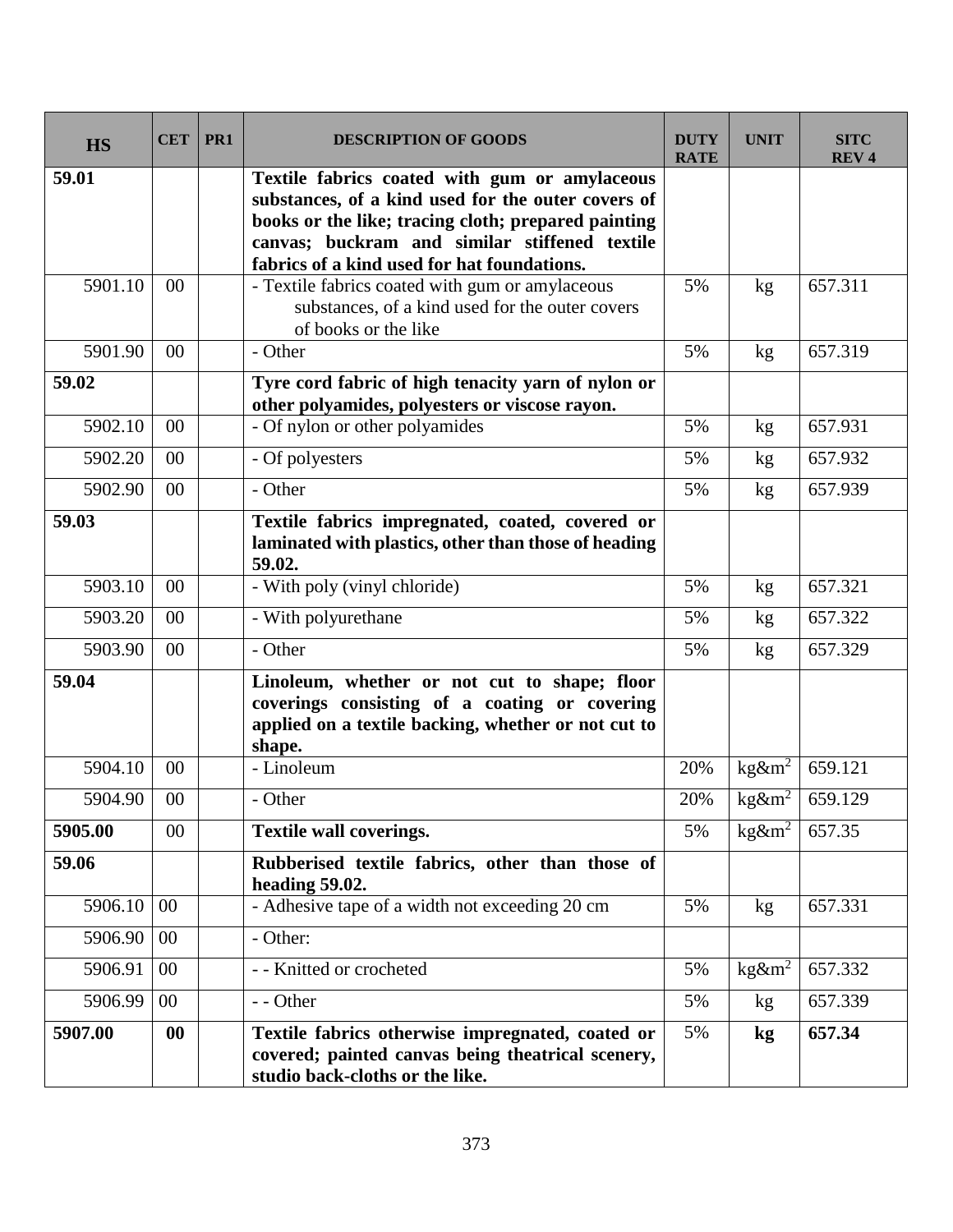| HS | CET | PR1 | DESCRIPTION OF GOODS | DUTY RATE | UNIT | SITC REV 4 |
|---|---|---|---|---|---|---|
| **59.01** | | | **Textile fabrics coated with gum or amylaceous substances, of a kind used for the outer covers of books or the like; tracing cloth; prepared painting canvas; buckram and similar stiffened textile fabrics of a kind used for hat foundations.** | | | |
| 5901.10 | 00 | | - Textile fabrics coated with gum or amylaceous substances, of a kind used for the outer covers of books or the like | 5% | kg | 657.311 |
| 5901.90 | 00 | | - Other | 5% | kg | 657.319 |
| **59.02** | | | **Tyre cord fabric of high tenacity yarn of nylon or other polyamides, polyesters or viscose rayon.** | | | |
| 5902.10 | 00 | | - Of nylon or other polyamides | 5% | kg | 657.931 |
| 5902.20 | 00 | | - Of polyesters | 5% | kg | 657.932 |
| 5902.90 | 00 | | - Other | 5% | kg | 657.939 |
| **59.03** | | | **Textile fabrics impregnated, coated, covered or laminated with plastics, other than those of heading 59.02.** | | | |
| 5903.10 | 00 | | - With poly (vinyl chloride) | 5% | kg | 657.321 |
| 5903.20 | 00 | | - With polyurethane | 5% | kg | 657.322 |
| 5903.90 | 00 | | - Other | 5% | kg | 657.329 |
| **59.04** | | | **Linoleum, whether or not cut to shape; floor coverings consisting of a coating or covering applied on a textile backing, whether or not cut to shape.** | | | |
| 5904.10 | 00 | | - Linoleum | 20% | kg&m$^2$ | 659.121 |
| 5904.90 | 00 | | - Other | 20% | kg&m$^2$ | 659.129 |
| **5905.00** | 00 | | **Textile wall coverings.** | 5% | kg&m$^2$ | 657.35 |
| **59.06** | | | **Rubberised textile fabrics, other than those of heading 59.02.** | | | |
| 5906.10 | 00 | | - Adhesive tape of a width not exceeding 20 cm | 5% | kg | 657.331 |
| 5906.90 | 00 | | - Other: | | | |
| 5906.91 | 00 | | - - Knitted or crocheted | 5% | kg&m$^2$ | 657.332 |
| 5906.99 | 00 | | - - Other | 5% | kg | 657.339 |
| **5907.00** | **00** | | **Textile fabrics otherwise impregnated, coated or covered; painted canvas being theatrical scenery, studio back-cloths or the like.** | 5% | **kg** | **657.34** |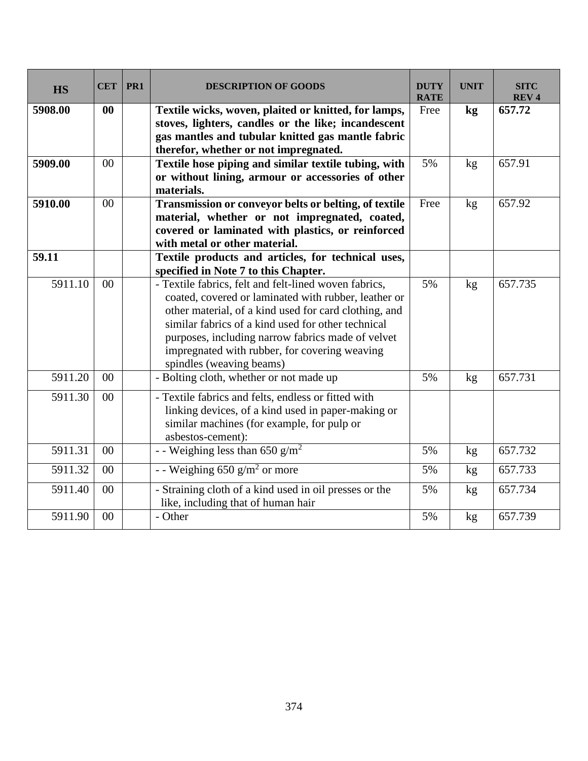| HS | CET | PR1 | DESCRIPTION OF GOODS | DUTY RATE | UNIT | SITC REV 4 |
|---|---|---|---|---|---|---|
| **5908.00** | **00** | | **Textile wicks, woven, plaited or knitted, for lamps, stoves, lighters, candles or the like; incandescent gas mantles and tubular knitted gas mantle fabric therefor, whether or not impregnated.** | Free | **kg** | **657.72** |
| **5909.00** | 00 | | **Textile hose piping and similar textile tubing, with or without lining, armour or accessories of other materials.** | 5% | kg | 657.91 |
| **5910.00** | 00 | | **Transmission or conveyor belts or belting, of textile material, whether or not impregnated, coated, covered or laminated with plastics, or reinforced with metal or other material.** | Free | kg | 657.92 |
| **59.11** | | | **Textile products and articles, for technical uses, specified in Note 7 to this Chapter.** | | | |
| 5911.10 | 00 | | - Textile fabrics, felt and felt-lined woven fabrics, coated, covered or laminated with rubber, leather or other material, of a kind used for card clothing, and similar fabrics of a kind used for other technical purposes, including narrow fabrics made of velvet impregnated with rubber, for covering weaving spindles (weaving beams) | 5% | kg | 657.735 |
| 5911.20 | 00 | | - Bolting cloth, whether or not made up | 5% | kg | 657.731 |
| 5911.30 | 00 | | - Textile fabrics and felts, endless or fitted with linking devices, of a kind used in paper-making or similar machines (for example, for pulp or asbestos-cement): | | | |
| 5911.31 | 00 | | - - Weighing less than 650 $g/m^2$ | 5% | kg | 657.732 |
| 5911.32 | 00 | | - - Weighing 650 $g/m^2$ or more | 5% | kg | 657.733 |
| 5911.40 | 00 | | - Straining cloth of a kind used in oil presses or the like, including that of human hair | 5% | kg | 657.734 |
| 5911.90 | 00 | | - Other | 5% | kg | 657.739 |